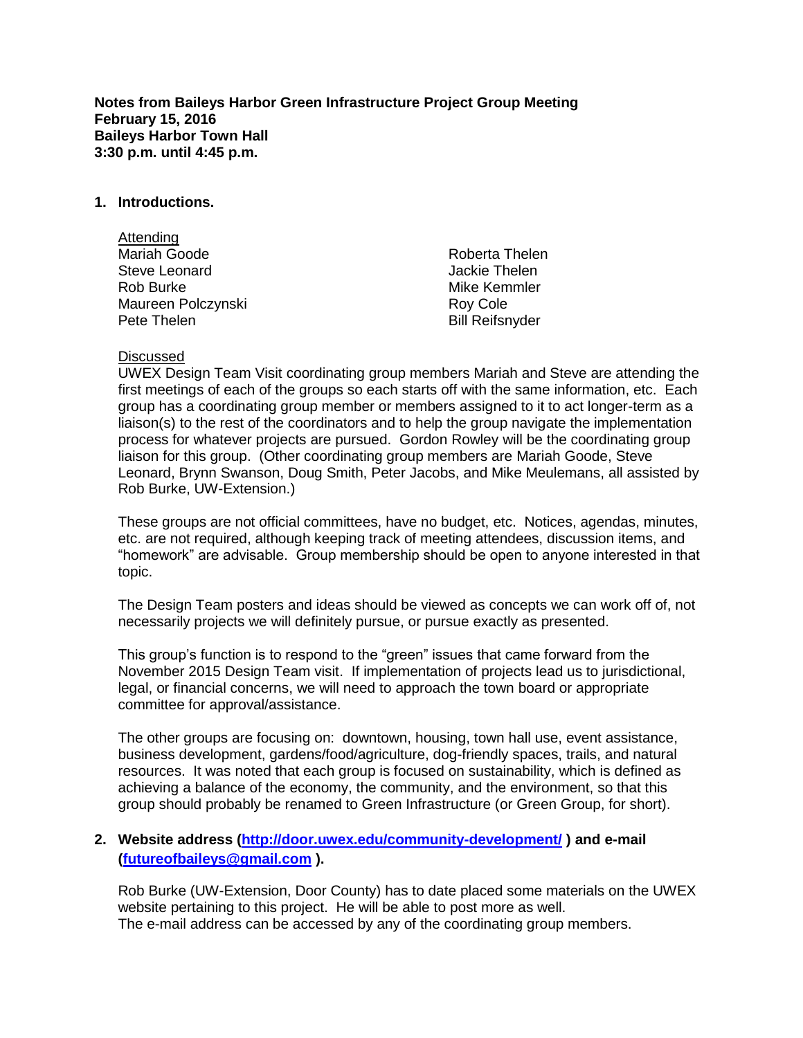**Notes from Baileys Harbor Green Infrastructure Project Group Meeting**
**February 15, 2016**
**Baileys Harbor Town Hall**
**3:30 p.m. until 4:45 p.m.**

**1. Introductions.**

Attending

Mariah Goode
Steve Leonard
Rob Burke
Maureen Polczynski
Pete Thelen
Roberta Thelen
Jackie Thelen
Mike Kemmler
Roy Cole
Bill Reifsnyder

Discussed

UWEX Design Team Visit coordinating group members Mariah and Steve are attending the first meetings of each of the groups so each starts off with the same information, etc. Each group has a coordinating group member or members assigned to it to act longer-term as a liaison(s) to the rest of the coordinators and to help the group navigate the implementation process for whatever projects are pursued. Gordon Rowley will be the coordinating group liaison for this group. (Other coordinating group members are Mariah Goode, Steve Leonard, Brynn Swanson, Doug Smith, Peter Jacobs, and Mike Meulemans, all assisted by Rob Burke, UW-Extension.)

These groups are not official committees, have no budget, etc. Notices, agendas, minutes, etc. are not required, although keeping track of meeting attendees, discussion items, and "homework" are advisable. Group membership should be open to anyone interested in that topic.

The Design Team posters and ideas should be viewed as concepts we can work off of, not necessarily projects we will definitely pursue, or pursue exactly as presented.

This group's function is to respond to the "green" issues that came forward from the November 2015 Design Team visit. If implementation of projects lead us to jurisdictional, legal, or financial concerns, we will need to approach the town board or appropriate committee for approval/assistance.

The other groups are focusing on: downtown, housing, town hall use, event assistance, business development, gardens/food/agriculture, dog-friendly spaces, trails, and natural resources. It was noted that each group is focused on sustainability, which is defined as achieving a balance of the economy, the community, and the environment, so that this group should probably be renamed to Green Infrastructure (or Green Group, for short).

**2. Website address ([http://door.uwex.edu/community-development/](http://door.uwex.edu/community-development/) ) and e-mail ([futureofbaileys@gmail.com](mailto:futureofbaileys@gmail.com) ).**

Rob Burke (UW-Extension, Door County) has to date placed some materials on the UWEX website pertaining to this project. He will be able to post more as well.
The e-mail address can be accessed by any of the coordinating group members.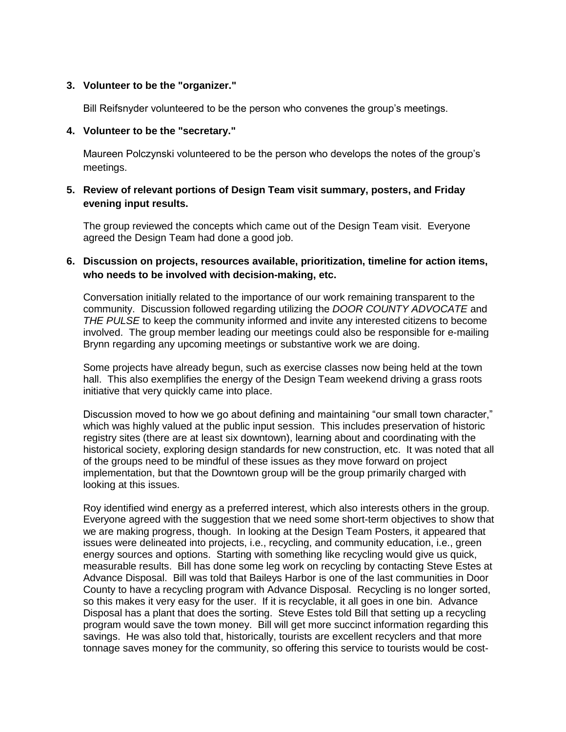**3. Volunteer to be the "organizer."**

Bill Reifsnyder volunteered to be the person who convenes the group's meetings.

**4. Volunteer to be the "secretary."**

Maureen Polczynski volunteered to be the person who develops the notes of the group's meetings.

**5. Review of relevant portions of Design Team visit summary, posters, and Friday evening input results.**

The group reviewed the concepts which came out of the Design Team visit. Everyone agreed the Design Team had done a good job.

**6. Discussion on projects, resources available, prioritization, timeline for action items, who needs to be involved with decision-making, etc.**

Conversation initially related to the importance of our work remaining transparent to the community. Discussion followed regarding utilizing the *DOOR COUNTY ADVOCATE* and *THE PULSE* to keep the community informed and invite any interested citizens to become involved. The group member leading our meetings could also be responsible for e-mailing Brynn regarding any upcoming meetings or substantive work we are doing.

Some projects have already begun, such as exercise classes now being held at the town hall. This also exemplifies the energy of the Design Team weekend driving a grass roots initiative that very quickly came into place.

Discussion moved to how we go about defining and maintaining "our small town character," which was highly valued at the public input session. This includes preservation of historic registry sites (there are at least six downtown), learning about and coordinating with the historical society, exploring design standards for new construction, etc. It was noted that all of the groups need to be mindful of these issues as they move forward on project implementation, but that the Downtown group will be the group primarily charged with looking at this issues.

Roy identified wind energy as a preferred interest, which also interests others in the group. Everyone agreed with the suggestion that we need some short-term objectives to show that we are making progress, though. In looking at the Design Team Posters, it appeared that issues were delineated into projects, i.e., recycling, and community education, i.e., green energy sources and options. Starting with something like recycling would give us quick, measurable results. Bill has done some leg work on recycling by contacting Steve Estes at Advance Disposal. Bill was told that Baileys Harbor is one of the last communities in Door County to have a recycling program with Advance Disposal. Recycling is no longer sorted, so this makes it very easy for the user. If it is recyclable, it all goes in one bin. Advance Disposal has a plant that does the sorting. Steve Estes told Bill that setting up a recycling program would save the town money. Bill will get more succinct information regarding this savings. He was also told that, historically, tourists are excellent recyclers and that more tonnage saves money for the community, so offering this service to tourists would be cost-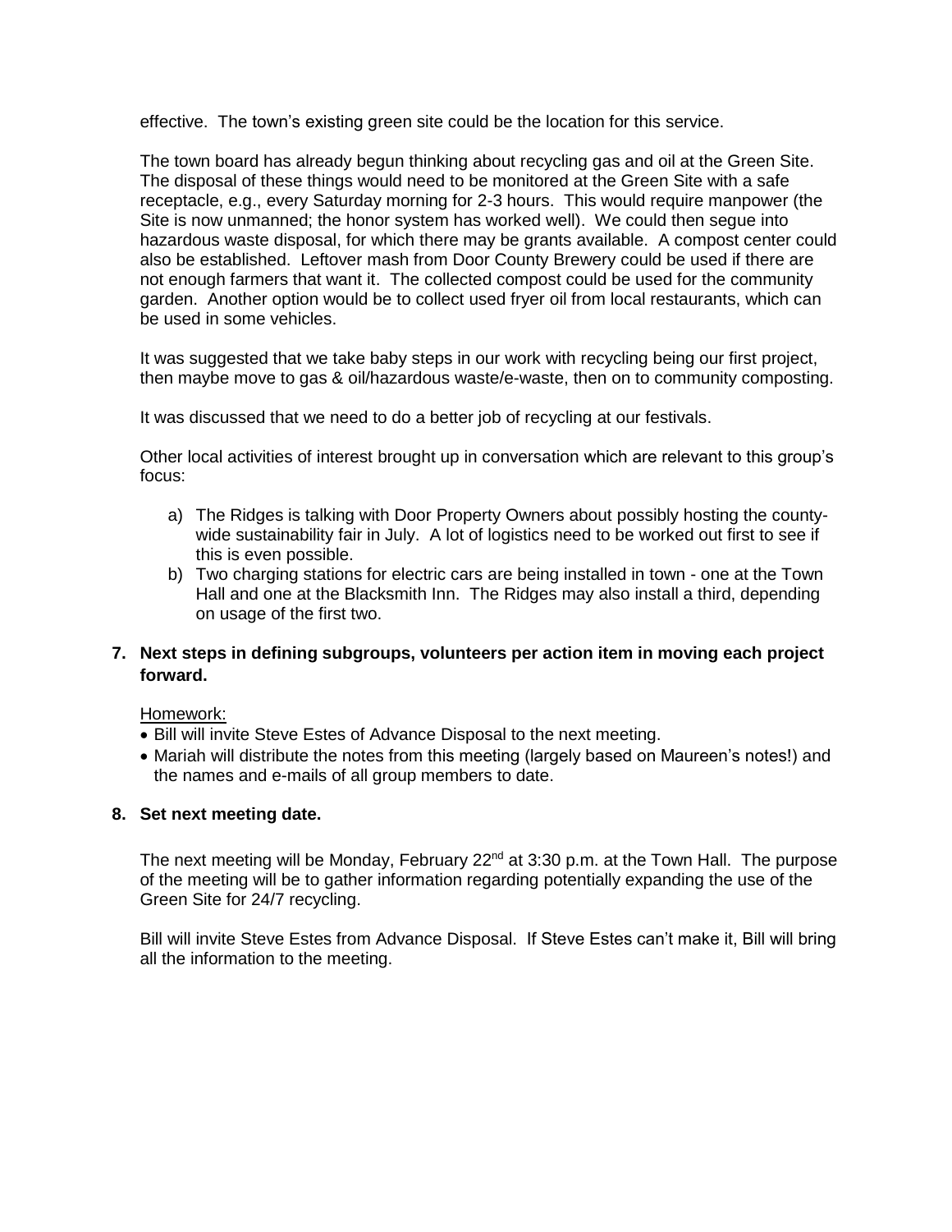effective. The town's existing green site could be the location for this service.

The town board has already begun thinking about recycling gas and oil at the Green Site. The disposal of these things would need to be monitored at the Green Site with a safe receptacle, e.g., every Saturday morning for 2-3 hours. This would require manpower (the Site is now unmanned; the honor system has worked well). We could then segue into hazardous waste disposal, for which there may be grants available. A compost center could also be established. Leftover mash from Door County Brewery could be used if there are not enough farmers that want it. The collected compost could be used for the community garden. Another option would be to collect used fryer oil from local restaurants, which can be used in some vehicles.

It was suggested that we take baby steps in our work with recycling being our first project, then maybe move to gas & oil/hazardous waste/e-waste, then on to community composting.

It was discussed that we need to do a better job of recycling at our festivals.

Other local activities of interest brought up in conversation which are relevant to this group's focus:

a) The Ridges is talking with Door Property Owners about possibly hosting the county-wide sustainability fair in July. A lot of logistics need to be worked out first to see if this is even possible.
b) Two charging stations for electric cars are being installed in town - one at the Town Hall and one at the Blacksmith Inn. The Ridges may also install a third, depending on usage of the first two.

**7. Next steps in defining subgroups, volunteers per action item in moving each project forward.**

Homework:

- Bill will invite Steve Estes of Advance Disposal to the next meeting.
- Mariah will distribute the notes from this meeting (largely based on Maureen's notes!) and the names and e-mails of all group members to date.

**8. Set next meeting date.**

The next meeting will be Monday, February 22nd at 3:30 p.m. at the Town Hall. The purpose of the meeting will be to gather information regarding potentially expanding the use of the Green Site for 24/7 recycling.

Bill will invite Steve Estes from Advance Disposal. If Steve Estes can't make it, Bill will bring all the information to the meeting.